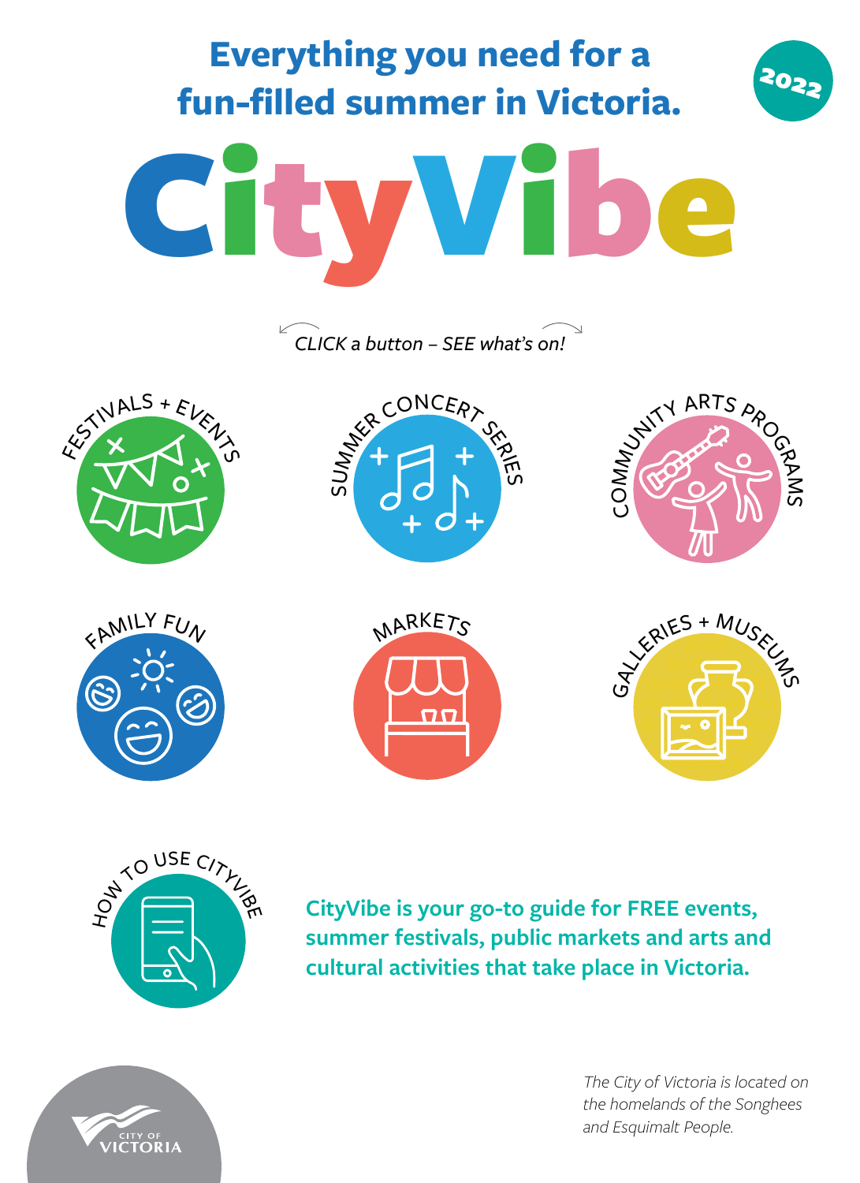# Everything you need for a fun-filled summer in Victoria.

2022

# CityVibe

*CLICK a button – SEE what's on!*

- FESTIVALS + EVENTS
- SUMMER CONCERT SERIES
- COMMUNITY ARTS PROGRAMS
- FAMILY FUN
- MARKETS
- GALLERIES + MUSEUMS
- HOW TO USE CITYVIBE

**CityVibe is your go-to guide for FREE events, summer festivals, public markets and arts and cultural activities that take place in Victoria.**

*The City of Victoria is located on the homelands of the Songhees and Esquimalt People.*

CITY OF VICTORIA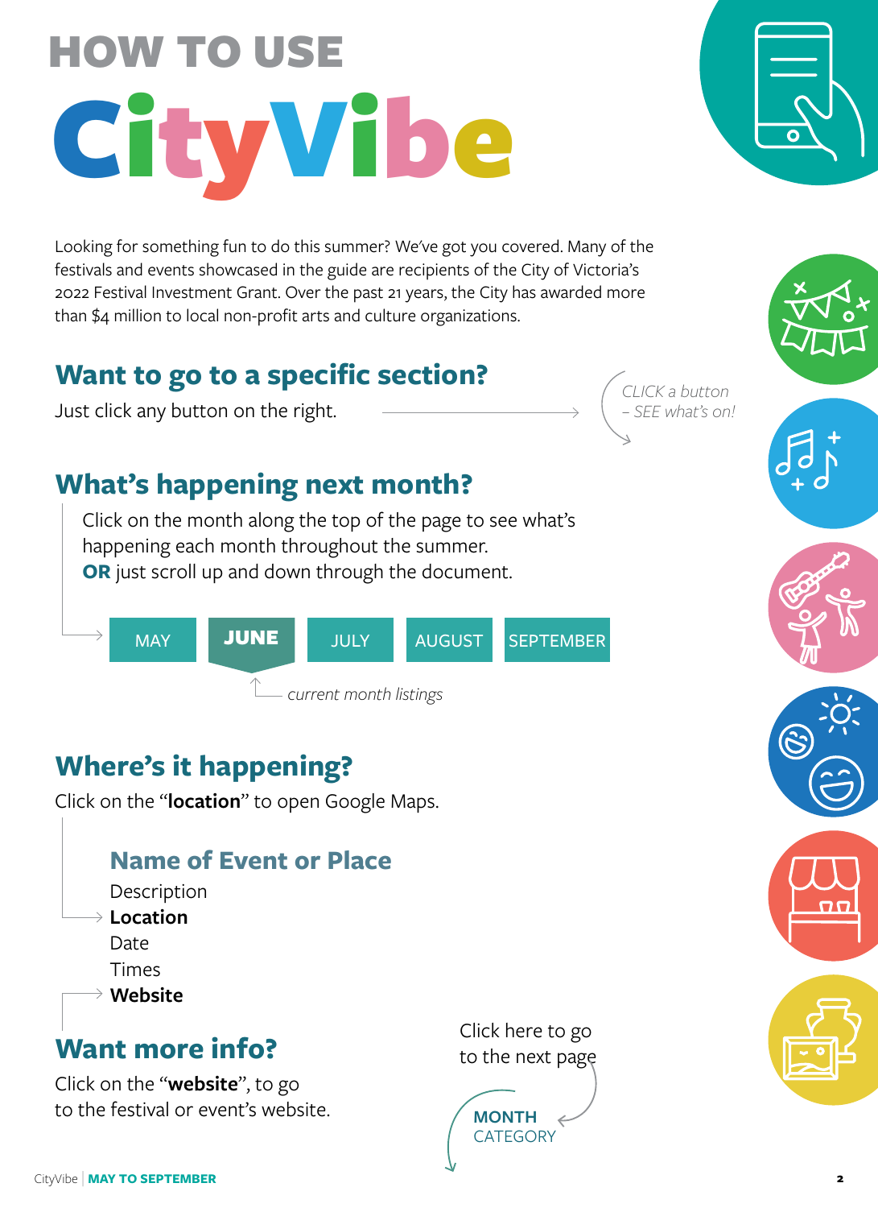# HOW TO USE CityVibe

Looking for something fun to do this summer? We've got you covered. Many of the festivals and events showcased in the guide are recipients of the City of Victoria's 2022 Festival Investment Grant. Over the past 21 years, the City has awarded more than $4 million to local non-profit arts and culture organizations.

## Want to go to a specific section?

Just click any button on the right.

*CLICK a button – SEE what's on!*

## What's happening next month?

Click on the month along the top of the page to see what's happening each month throughout the summer.
**OR** just scroll up and down through the document.

MAY | **JUNE** | JULY | AUGUST | SEPTEMBER

*current month listings*

## Where's it happening?

Click on the "**location**" to open Google Maps.

### Name of Event or Place

Description
**Location**
Date
Times
**Website**

## Want more info?

Click on the "**website**", to go to the festival or event's website.

Click here to go to the next page

**MONTH**
CATEGORY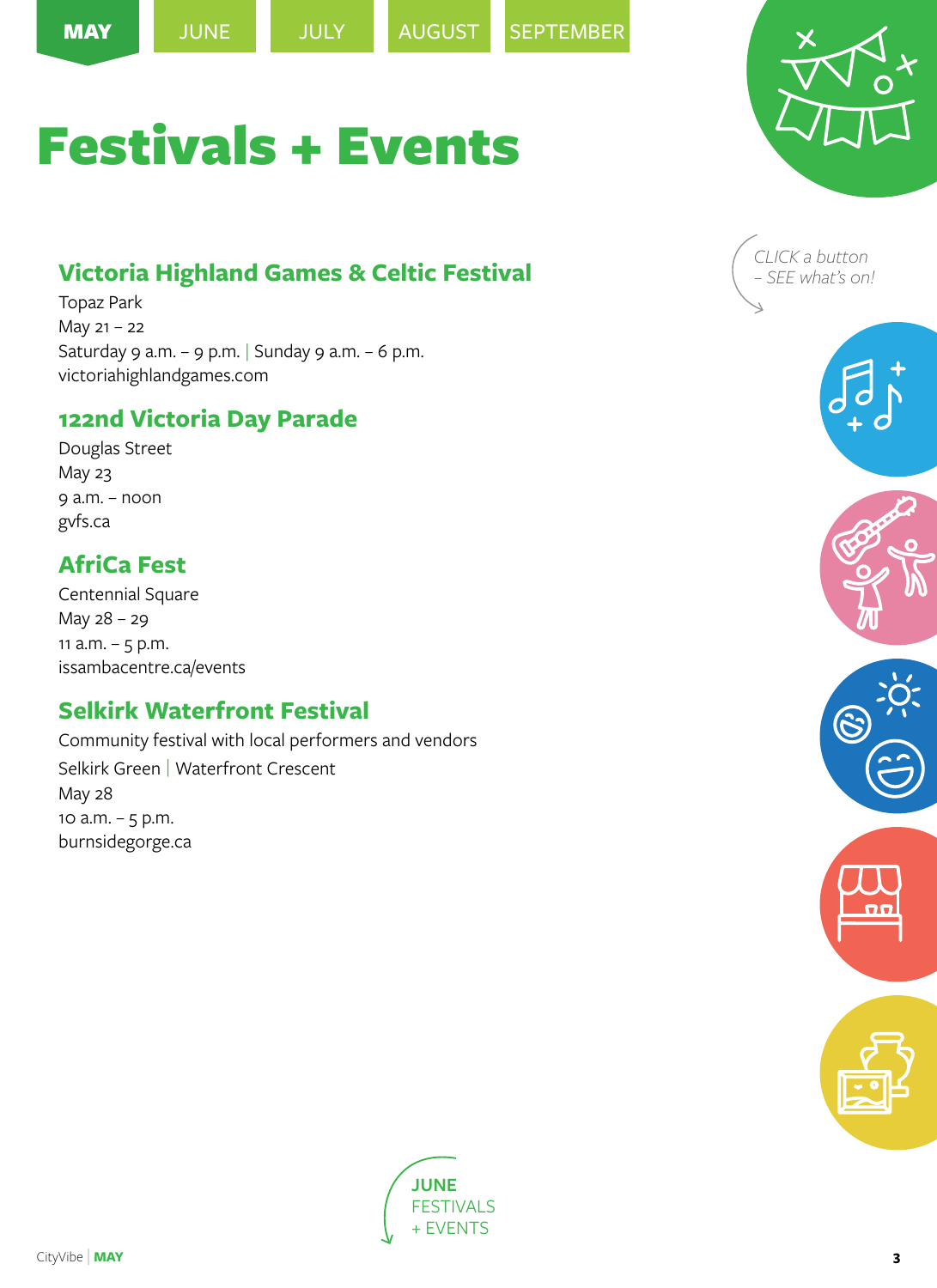MAY | JUNE | JULY | AUGUST | SEPTEMBER

# Festivals + Events

*CLICK a button – SEE what's on!*

## Victoria Highland Games & Celtic Festival

Topaz Park
May 21 – 22
Saturday 9 a.m. – 9 p.m. | Sunday 9 a.m. – 6 p.m.
victoriahighlandgames.com

## 122nd Victoria Day Parade

Douglas Street
May 23
9 a.m. – noon
gvfs.ca

## AfriCa Fest

Centennial Square
May 28 – 29
11 a.m. – 5 p.m.
issambacentre.ca/events

## Selkirk Waterfront Festival

Community festival with local performers and vendors
Selkirk Green | Waterfront Crescent
May 28
10 a.m. – 5 p.m.
burnsidegorge.ca

**JUNE**
FESTIVALS
+ EVENTS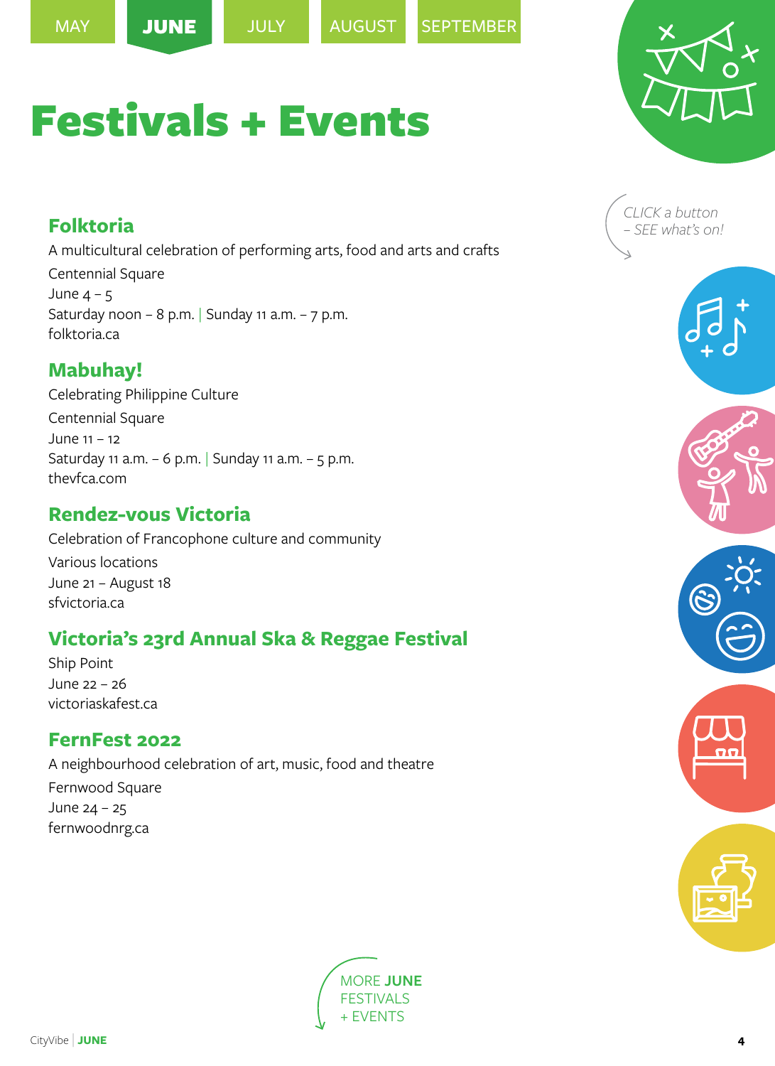MAY | **JUNE** | JULY | AUGUST | SEPTEMBER

# Festivals + Events

*CLICK a button – SEE what's on!*

## Folktoria

A multicultural celebration of performing arts, food and arts and crafts

Centennial Square
June 4 – 5
Saturday noon – 8 p.m. | Sunday 11 a.m. – 7 p.m.
folktoria.ca

## Mabuhay!

Celebrating Philippine Culture

Centennial Square
June 11 – 12
Saturday 11 a.m. – 6 p.m. | Sunday 11 a.m. – 5 p.m.
thevfca.com

## Rendez-vous Victoria

Celebration of Francophone culture and community

Various locations
June 21 – August 18
sfvictoria.ca

## Victoria's 23rd Annual Ska & Reggae Festival

Ship Point
June 22 – 26
victoriaskafest.ca

## FernFest 2022

A neighbourhood celebration of art, music, food and theatre

Fernwood Square
June 24 – 25
fernwoodnrg.ca

MORE **JUNE** FESTIVALS + EVENTS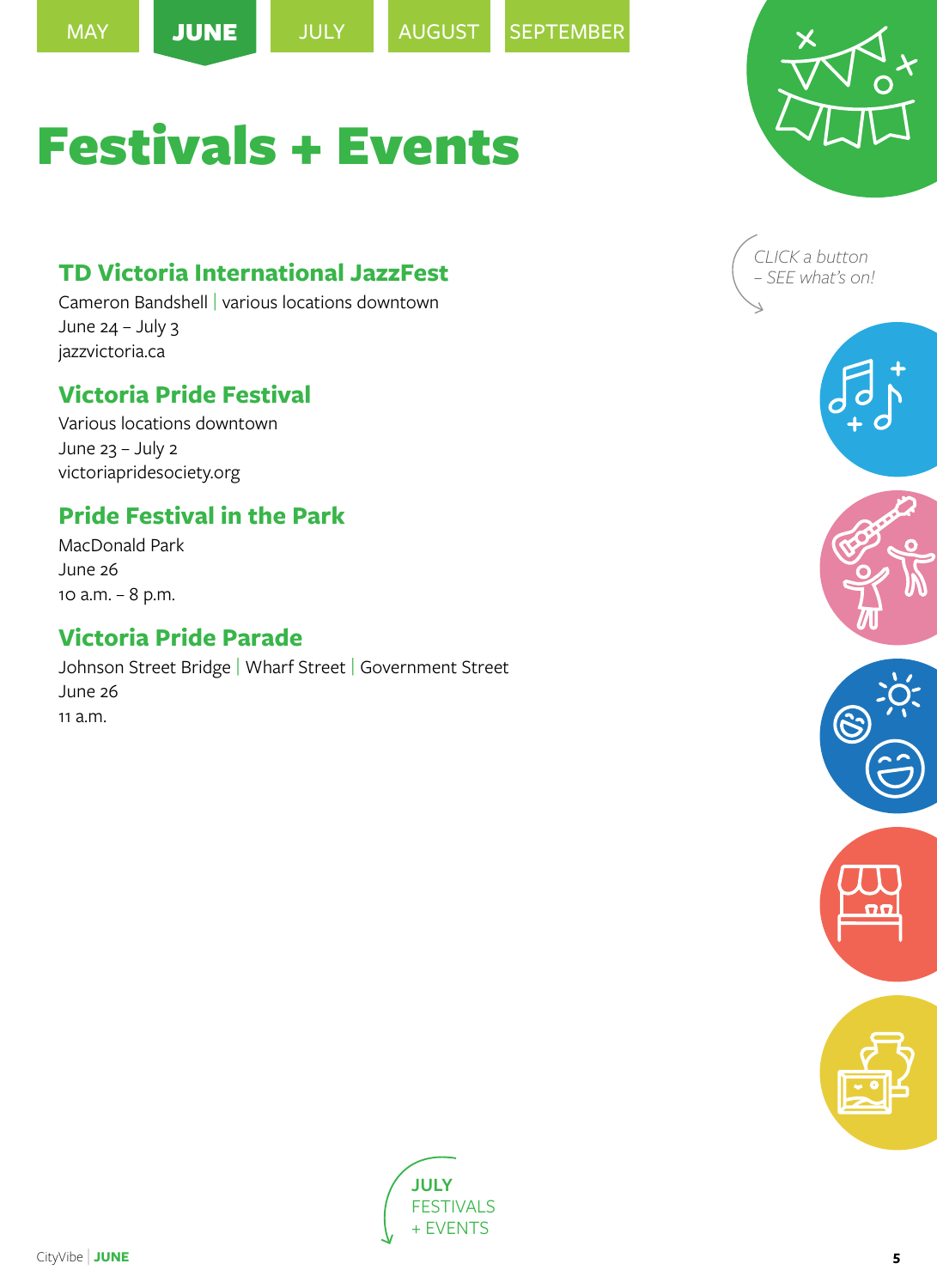MAY | **JUNE** | JULY | AUGUST | SEPTEMBER

# Festivals + Events

*CLICK a button – SEE what's on!*

## TD Victoria International JazzFest

Cameron Bandshell | various locations downtown
June 24 – July 3
jazzvictoria.ca

## Victoria Pride Festival

Various locations downtown
June 23 – July 2
victoriapridesociety.org

## Pride Festival in the Park

MacDonald Park
June 26
10 a.m. – 8 p.m.

## Victoria Pride Parade

Johnson Street Bridge | Wharf Street | Government Street
June 26
11 a.m.

**JULY**
FESTIVALS
+ EVENTS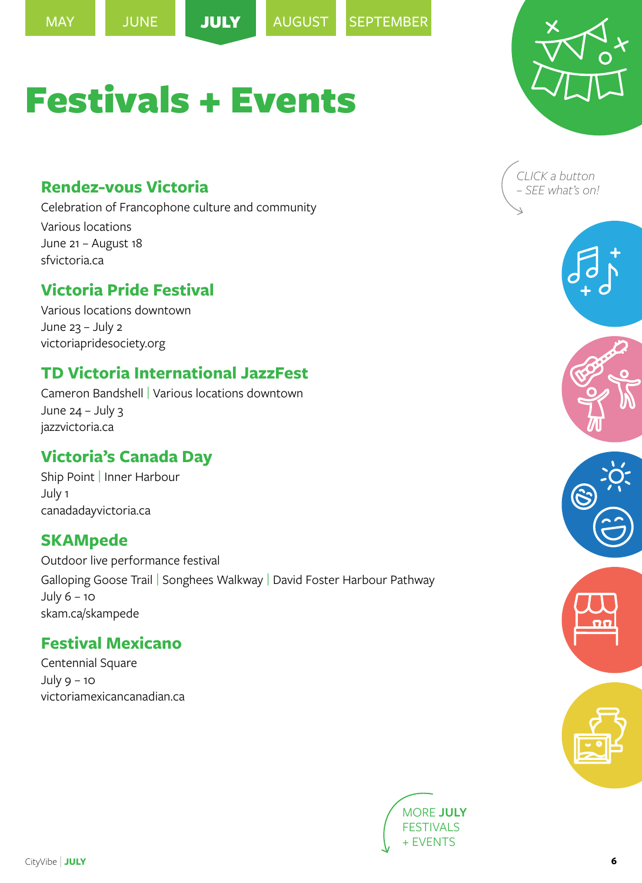MAY | JUNE | **JULY** | AUGUST | SEPTEMBER

# Festivals + Events

*CLICK a button – SEE what's on!*

## Rendez-vous Victoria

Celebration of Francophone culture and community
Various locations
June 21 – August 18
sfvictoria.ca

## Victoria Pride Festival

Various locations downtown
June 23 – July 2
victoriapridesociety.org

## TD Victoria International JazzFest

Cameron Bandshell | Various locations downtown
June 24 – July 3
jazzvictoria.ca

## Victoria's Canada Day

Ship Point | Inner Harbour
July 1
canadadayvictoria.ca

## SKAMpede

Outdoor live performance festival
Galloping Goose Trail | Songhees Walkway | David Foster Harbour Pathway
July 6 – 10
skam.ca/skampede

## Festival Mexicano

Centennial Square
July 9 – 10
victoriamexicancanadian.ca

MORE **JULY** FESTIVALS + EVENTS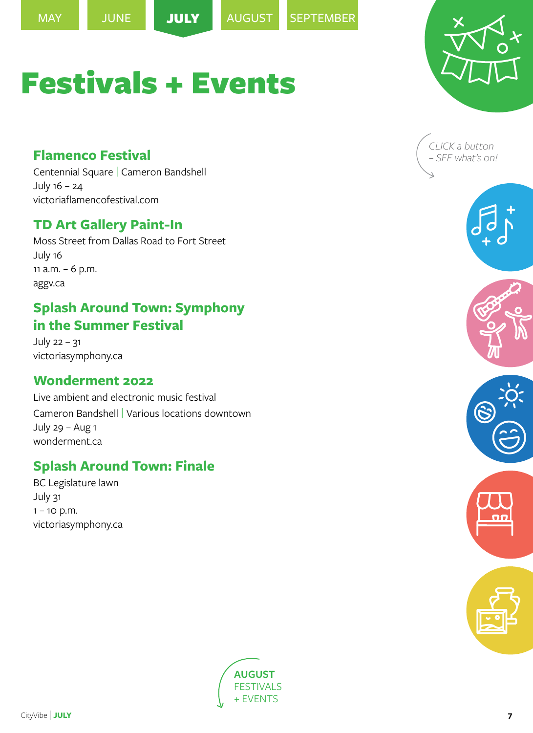MAY | JUNE | **JULY** | AUGUST | SEPTEMBER

# Festivals + Events

*CLICK a button – SEE what's on!*

## Flamenco Festival

Centennial Square | Cameron Bandshell
July 16 – 24
victoriaflamencofestival.com

## TD Art Gallery Paint-In

Moss Street from Dallas Road to Fort Street
July 16
11 a.m. – 6 p.m.
aggv.ca

## Splash Around Town: Symphony in the Summer Festival

July 22 – 31
victoriasymphony.ca

## Wonderment 2022

Live ambient and electronic music festival
Cameron Bandshell | Various locations downtown
July 29 – Aug 1
wonderment.ca

## Splash Around Town: Finale

BC Legislature lawn
July 31
1 – 10 p.m.
victoriasymphony.ca

**AUGUST** FESTIVALS + EVENTS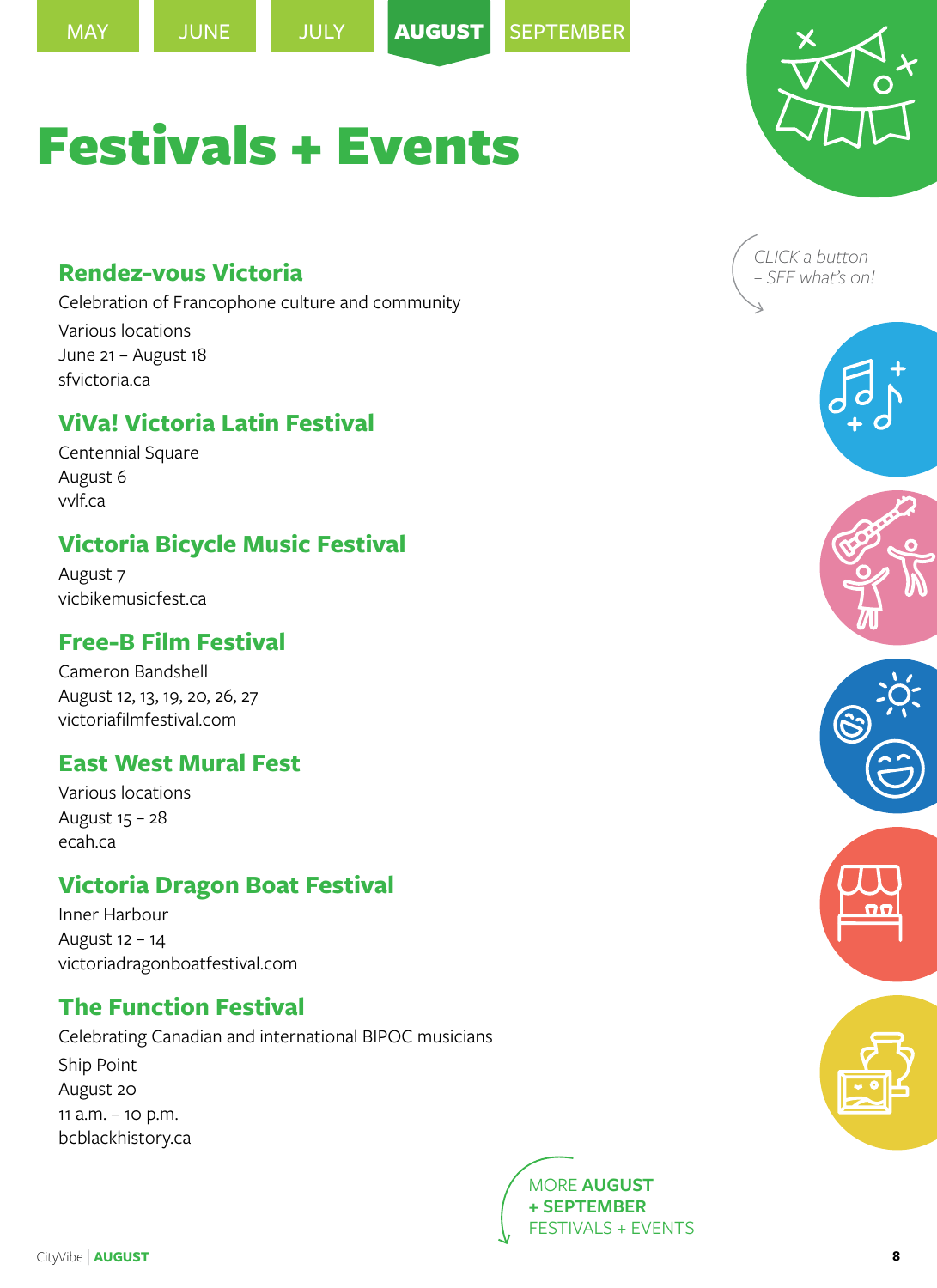MAY JUNE JULY **AUGUST** SEPTEMBER

# Festivals + Events

*CLICK a button – SEE what's on!*

## Rendez-vous Victoria

Celebration of Francophone culture and community
Various locations
June 21 – August 18
sfvictoria.ca

## ViVa! Victoria Latin Festival

Centennial Square
August 6
vvlf.ca

## Victoria Bicycle Music Festival

August 7
vicbikemusicfest.ca

## Free-B Film Festival

Cameron Bandshell
August 12, 13, 19, 20, 26, 27
victoriafilmfestival.com

## East West Mural Fest

Various locations
August 15 – 28
ecah.ca

## Victoria Dragon Boat Festival

Inner Harbour
August 12 – 14
victoriadragonboatfestival.com

## The Function Festival

Celebrating Canadian and international BIPOC musicians
Ship Point
August 20
11 a.m. – 10 p.m.
bcblackhistory.ca

MORE **AUGUST + SEPTEMBER** FESTIVALS + EVENTS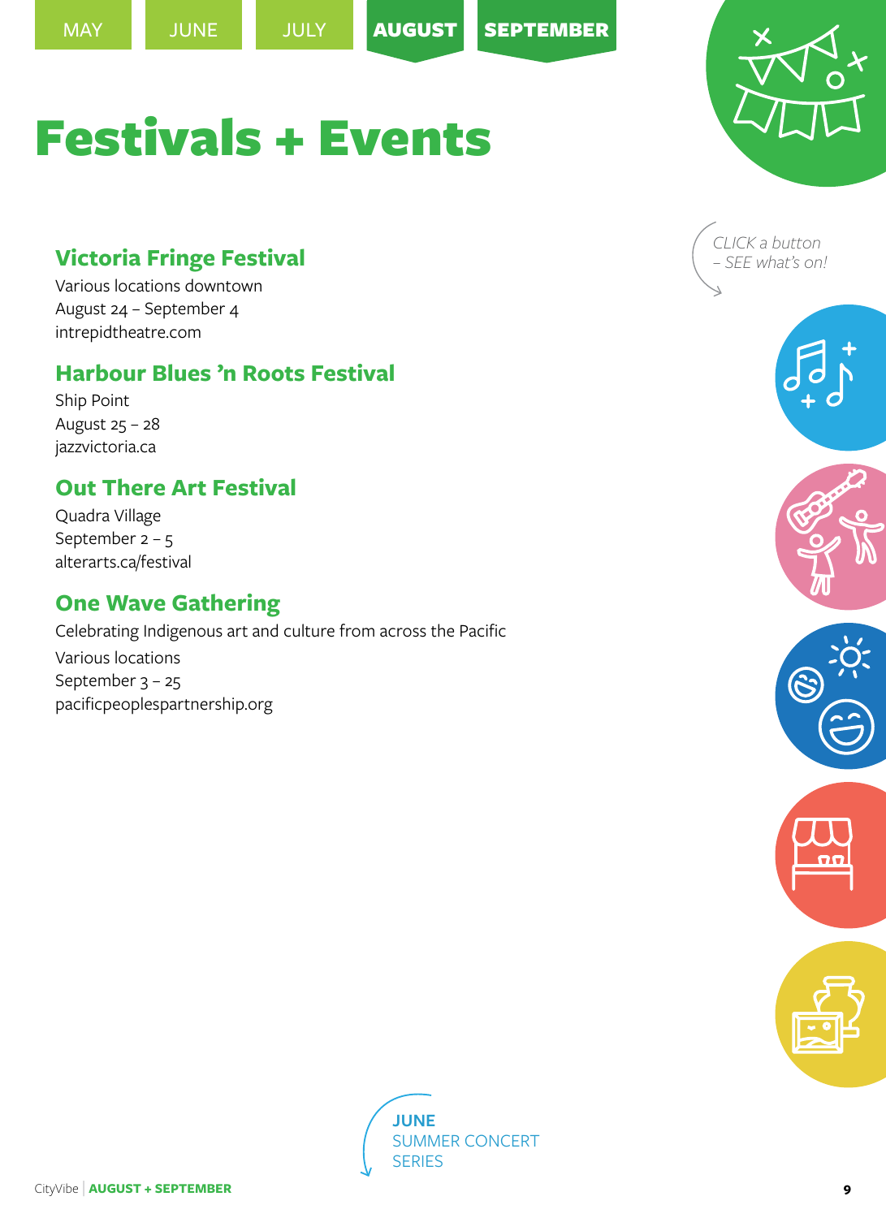MAY JUNE JULY **AUGUST** **SEPTEMBER**

# Festivals + Events

*CLICK a button – SEE what's on!*

## Victoria Fringe Festival

Various locations downtown
August 24 – September 4
intrepidtheatre.com

## Harbour Blues 'n Roots Festival

Ship Point
August 25 – 28
jazzvictoria.ca

## Out There Art Festival

Quadra Village
September 2 – 5
alterarts.ca/festival

## One Wave Gathering

Celebrating Indigenous art and culture from across the Pacific
Various locations
September 3 – 25
pacificpeoplespartnership.org

**JUNE**
SUMMER CONCERT SERIES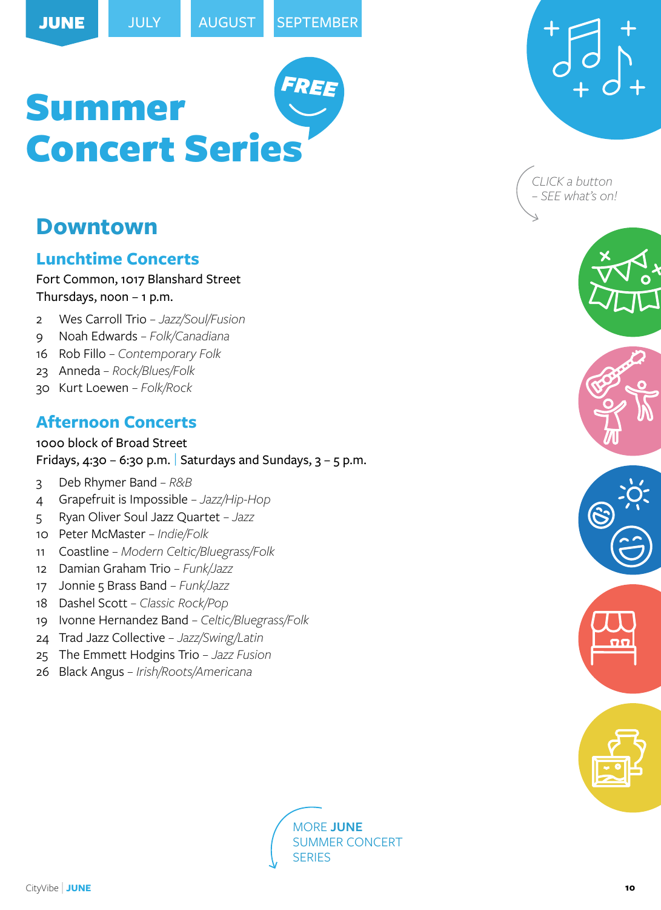JUNE | JULY | AUGUST | SEPTEMBER

# Summer Concert Series

FREE

CLICK a button – SEE what's on!

## Downtown

### Lunchtime Concerts

Fort Common, 1017 Blanshard Street
Thursdays, noon – 1 p.m.

- 2 Wes Carroll Trio – *Jazz/Soul/Fusion*
- 9 Noah Edwards – *Folk/Canadiana*
- 16 Rob Fillo – *Contemporary Folk*
- 23 Anneda – *Rock/Blues/Folk*
- 30 Kurt Loewen – *Folk/Rock*

### Afternoon Concerts

1000 block of Broad Street
Fridays, 4:30 – 6:30 p.m. | Saturdays and Sundays, 3 – 5 p.m.

- 3 Deb Rhymer Band – *R&B*
- 4 Grapefruit is Impossible – *Jazz/Hip-Hop*
- 5 Ryan Oliver Soul Jazz Quartet – *Jazz*
- 10 Peter McMaster – *Indie/Folk*
- 11 Coastline – *Modern Celtic/Bluegrass/Folk*
- 12 Damian Graham Trio – *Funk/Jazz*
- 17 Jonnie 5 Brass Band – *Funk/Jazz*
- 18 Dashel Scott – *Classic Rock/Pop*
- 19 Ivonne Hernandez Band – *Celtic/Bluegrass/Folk*
- 24 Trad Jazz Collective – *Jazz/Swing/Latin*
- 25 The Emmett Hodgins Trio – *Jazz Fusion*
- 26 Black Angus – *Irish/Roots/Americana*

MORE **JUNE** SUMMER CONCERT SERIES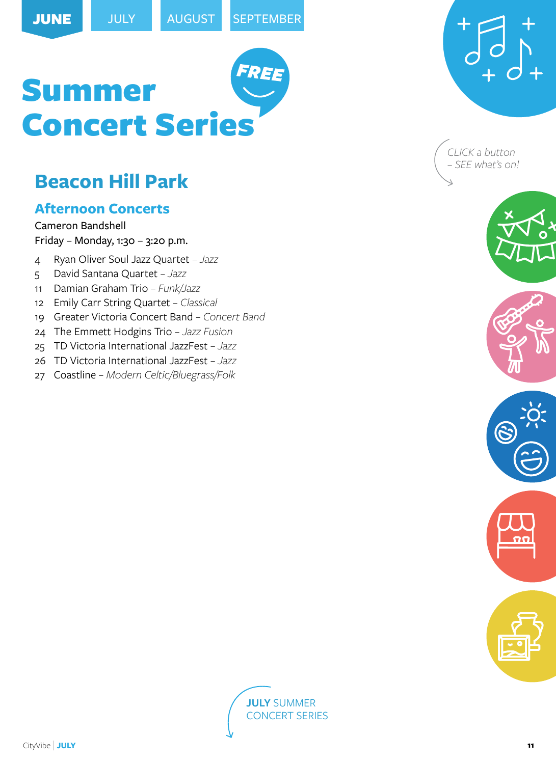JUNE JULY AUGUST SEPTEMBER

# Summer Concert Series

FREE

CLICK a button – SEE what's on!

## Beacon Hill Park

### Afternoon Concerts

Cameron Bandshell
Friday – Monday, 1:30 – 3:20 p.m.

- 4 Ryan Oliver Soul Jazz Quartet – *Jazz*
- 5 David Santana Quartet – *Jazz*
- 11 Damian Graham Trio – *Funk/Jazz*
- 12 Emily Carr String Quartet – *Classical*
- 19 Greater Victoria Concert Band – *Concert Band*
- 24 The Emmett Hodgins Trio – *Jazz Fusion*
- 25 TD Victoria International JazzFest – *Jazz*
- 26 TD Victoria International JazzFest – *Jazz*
- 27 Coastline – *Modern Celtic/Bluegrass/Folk*

**JULY** SUMMER CONCERT SERIES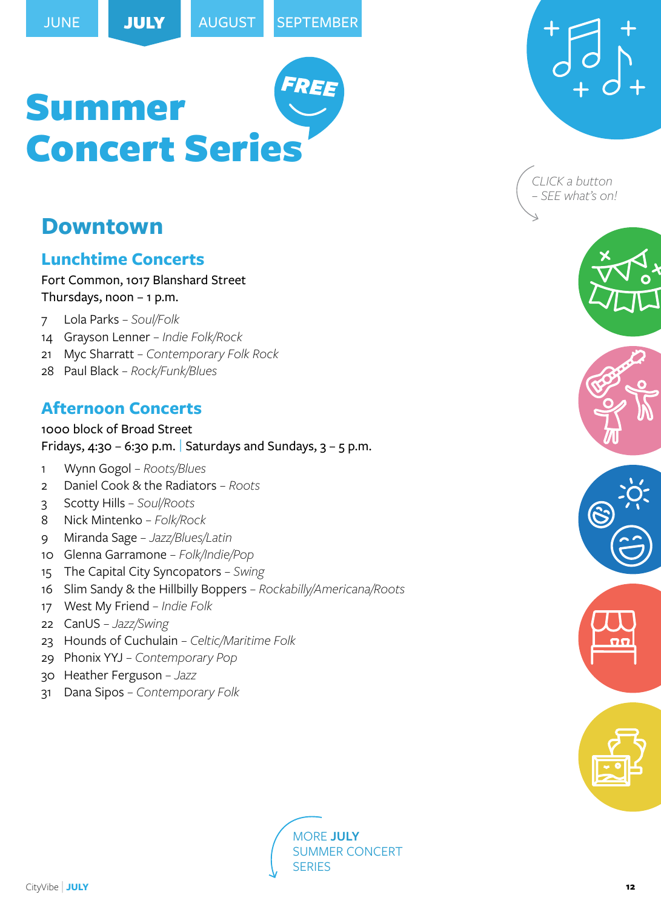JUNE | **JULY** | AUGUST | SEPTEMBER

# Summer Concert Series

FREE

CLICK a button – SEE what's on!

## Downtown

### Lunchtime Concerts

Fort Common, 1017 Blanshard Street
Thursdays, noon – 1 p.m.

- 7 Lola Parks – *Soul/Folk*
- 14 Grayson Lenner – *Indie Folk/Rock*
- 21 Myc Sharratt – *Contemporary Folk Rock*
- 28 Paul Black – *Rock/Funk/Blues*

### Afternoon Concerts

1000 block of Broad Street
Fridays, 4:30 – 6:30 p.m. | Saturdays and Sundays, 3 – 5 p.m.

- 1 Wynn Gogol – *Roots/Blues*
- 2 Daniel Cook & the Radiators – *Roots*
- 3 Scotty Hills – *Soul/Roots*
- 8 Nick Mintenko – *Folk/Rock*
- 9 Miranda Sage – *Jazz/Blues/Latin*
- 10 Glenna Garramone – *Folk/Indie/Pop*
- 15 The Capital City Syncopators – *Swing*
- 16 Slim Sandy & the Hillbilly Boppers – *Rockabilly/Americana/Roots*
- 17 West My Friend – *Indie Folk*
- 22 CanUS – *Jazz/Swing*
- 23 Hounds of Cuchulain – *Celtic/Maritime Folk*
- 29 Phonix YYJ – *Contemporary Pop*
- 30 Heather Ferguson – *Jazz*
- 31 Dana Sipos – *Contemporary Folk*

MORE **JULY** SUMMER CONCERT SERIES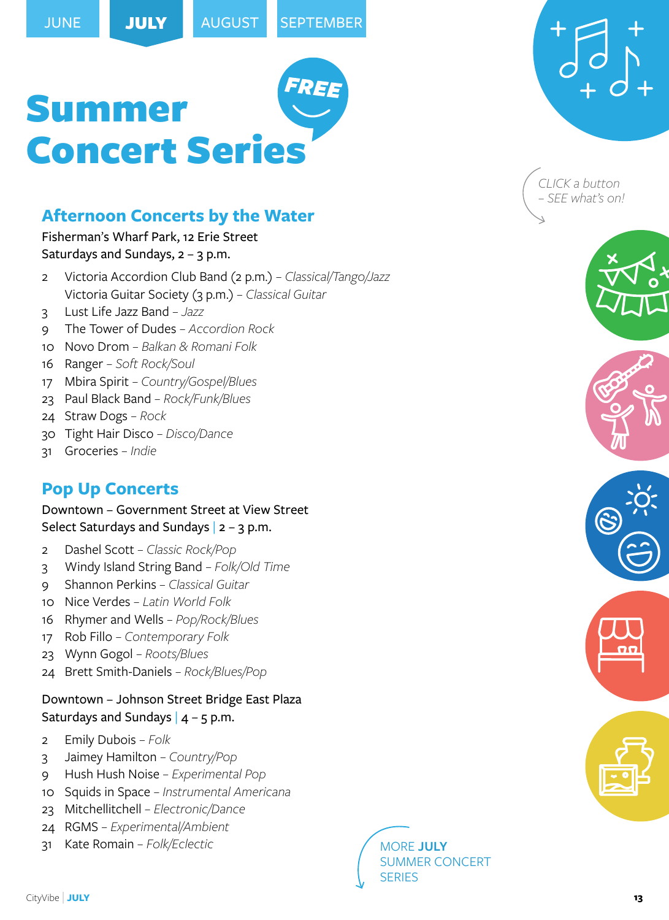JUNE | **JULY** | AUGUST | SEPTEMBER

# Summer Concert Series

FREE

CLICK a button – SEE what's on!

## Afternoon Concerts by the Water

Fisherman's Wharf Park, 12 Erie Street
Saturdays and Sundays, 2 – 3 p.m.

- 2 Victoria Accordion Club Band (2 p.m.) – *Classical/Tango/Jazz*
  Victoria Guitar Society (3 p.m.) – *Classical Guitar*
- 3 Lust Life Jazz Band – *Jazz*
- 9 The Tower of Dudes – *Accordion Rock*
- 10 Novo Drom – *Balkan & Romani Folk*
- 16 Ranger – *Soft Rock/Soul*
- 17 Mbira Spirit – *Country/Gospel/Blues*
- 23 Paul Black Band – *Rock/Funk/Blues*
- 24 Straw Dogs – *Rock*
- 30 Tight Hair Disco – *Disco/Dance*
- 31 Groceries – *Indie*

## Pop Up Concerts

Downtown – Government Street at View Street
Select Saturdays and Sundays | 2 – 3 p.m.

- 2 Dashel Scott – *Classic Rock/Pop*
- 3 Windy Island String Band – *Folk/Old Time*
- 9 Shannon Perkins – *Classical Guitar*
- 10 Nice Verdes – *Latin World Folk*
- 16 Rhymer and Wells – *Pop/Rock/Blues*
- 17 Rob Fillo – *Contemporary Folk*
- 23 Wynn Gogol – *Roots/Blues*
- 24 Brett Smith-Daniels – *Rock/Blues/Pop*

Downtown – Johnson Street Bridge East Plaza
Saturdays and Sundays | 4 – 5 p.m.

- 2 Emily Dubois – *Folk*
- 3 Jaimey Hamilton – *Country/Pop*
- 9 Hush Hush Noise – *Experimental Pop*
- 10 Squids in Space – *Instrumental Americana*
- 23 Mitchellitchell – *Electronic/Dance*
- 24 RGMS – *Experimental/Ambient*
- 31 Kate Romain – *Folk/Eclectic*

MORE **JULY** SUMMER CONCERT SERIES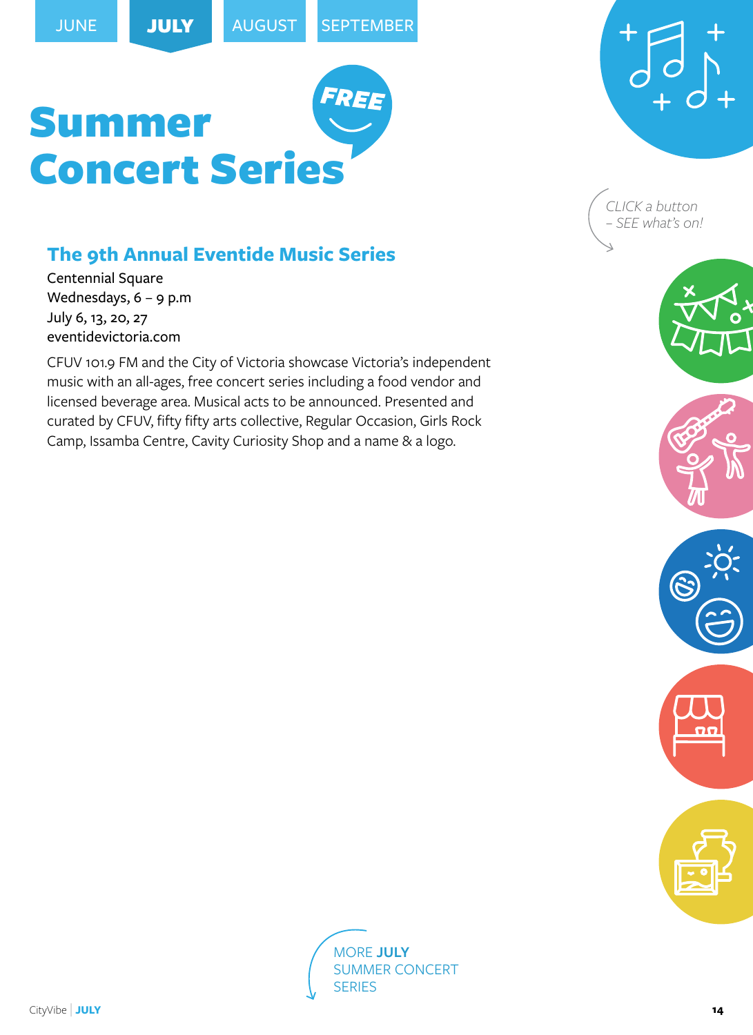JUNE | **JULY** | AUGUST | SEPTEMBER

# Summer Concert Series

FREE

CLICK a button – SEE what's on!

## The 9th Annual Eventide Music Series

Centennial Square
Wednesdays, 6 – 9 p.m
July 6, 13, 20, 27
eventidevictoria.com

CFUV 101.9 FM and the City of Victoria showcase Victoria's independent music with an all-ages, free concert series including a food vendor and licensed beverage area. Musical acts to be announced. Presented and curated by CFUV, fifty fifty arts collective, Regular Occasion, Girls Rock Camp, Issamba Centre, Cavity Curiosity Shop and a name & a logo.

MORE **JULY** SUMMER CONCERT SERIES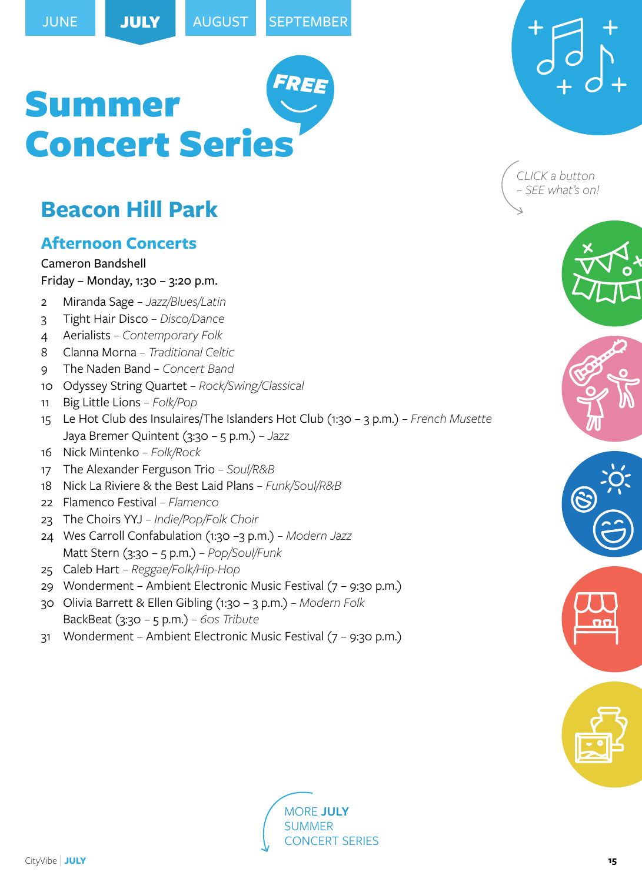JUNE | **JULY** | AUGUST | SEPTEMBER

# Summer Concert Series

FREE

CLICK a button – SEE what's on!

## Beacon Hill Park

### Afternoon Concerts

Cameron Bandshell

Friday – Monday, 1:30 – 3:20 p.m.

- 2 Miranda Sage – *Jazz/Blues/Latin*
- 3 Tight Hair Disco – *Disco/Dance*
- 4 Aerialists – *Contemporary Folk*
- 8 Clanna Morna – *Traditional Celtic*
- 9 The Naden Band – *Concert Band*
- 10 Odyssey String Quartet – *Rock/Swing/Classical*
- 11 Big Little Lions – *Folk/Pop*
- 15 Le Hot Club des Insulaires/The Islanders Hot Club (1:30 – 3 p.m.) – *French Musette*
  Jaya Bremer Quintent (3:30 – 5 p.m.) – *Jazz*
- 16 Nick Mintenko – *Folk/Rock*
- 17 The Alexander Ferguson Trio – *Soul/R&B*
- 18 Nick La Riviere & the Best Laid Plans – *Funk/Soul/R&B*
- 22 Flamenco Festival – *Flamenco*
- 23 The Choirs YYJ – *Indie/Pop/Folk Choir*
- 24 Wes Carroll Confabulation (1:30 –3 p.m.) – *Modern Jazz*
  Matt Stern (3:30 – 5 p.m.) – *Pop/Soul/Funk*
- 25 Caleb Hart – *Reggae/Folk/Hip-Hop*
- 29 Wonderment – Ambient Electronic Music Festival (7 – 9:30 p.m.)
- 30 Olivia Barrett & Ellen Gibling (1:30 – 3 p.m.) – *Modern Folk*
  BackBeat (3:30 – 5 p.m.) – *60s Tribute*
- 31 Wonderment – Ambient Electronic Music Festival (7 – 9:30 p.m.)

MORE **JULY** SUMMER CONCERT SERIES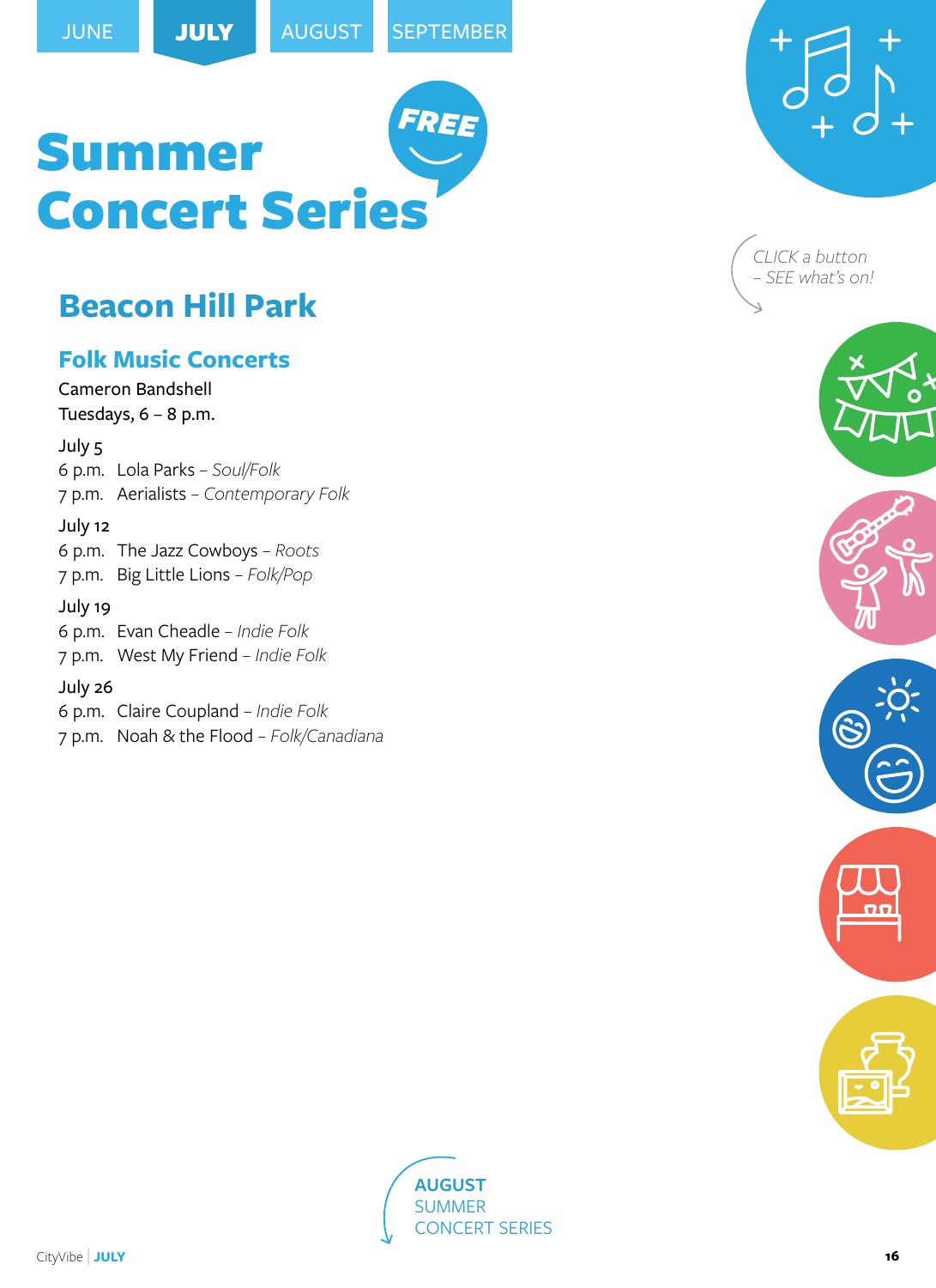JUNE | **JULY** | AUGUST | SEPTEMBER

# Summer Concert Series

FREE

CLICK a button – SEE what's on!

## Beacon Hill Park

### Folk Music Concerts

Cameron Bandshell
Tuesdays, 6 – 8 p.m.

July 5
6 p.m. Lola Parks – *Soul/Folk*
7 p.m. Aerialists – *Contemporary Folk*

July 12
6 p.m. The Jazz Cowboys – *Roots*
7 p.m. Big Little Lions – *Folk/Pop*

July 19
6 p.m. Evan Cheadle – *Indie Folk*
7 p.m. West My Friend – *Indie Folk*

July 26
6 p.m. Claire Coupland – *Indie Folk*
7 p.m. Noah & the Flood – *Folk/Canadiana*

**AUGUST**
SUMMER
CONCERT SERIES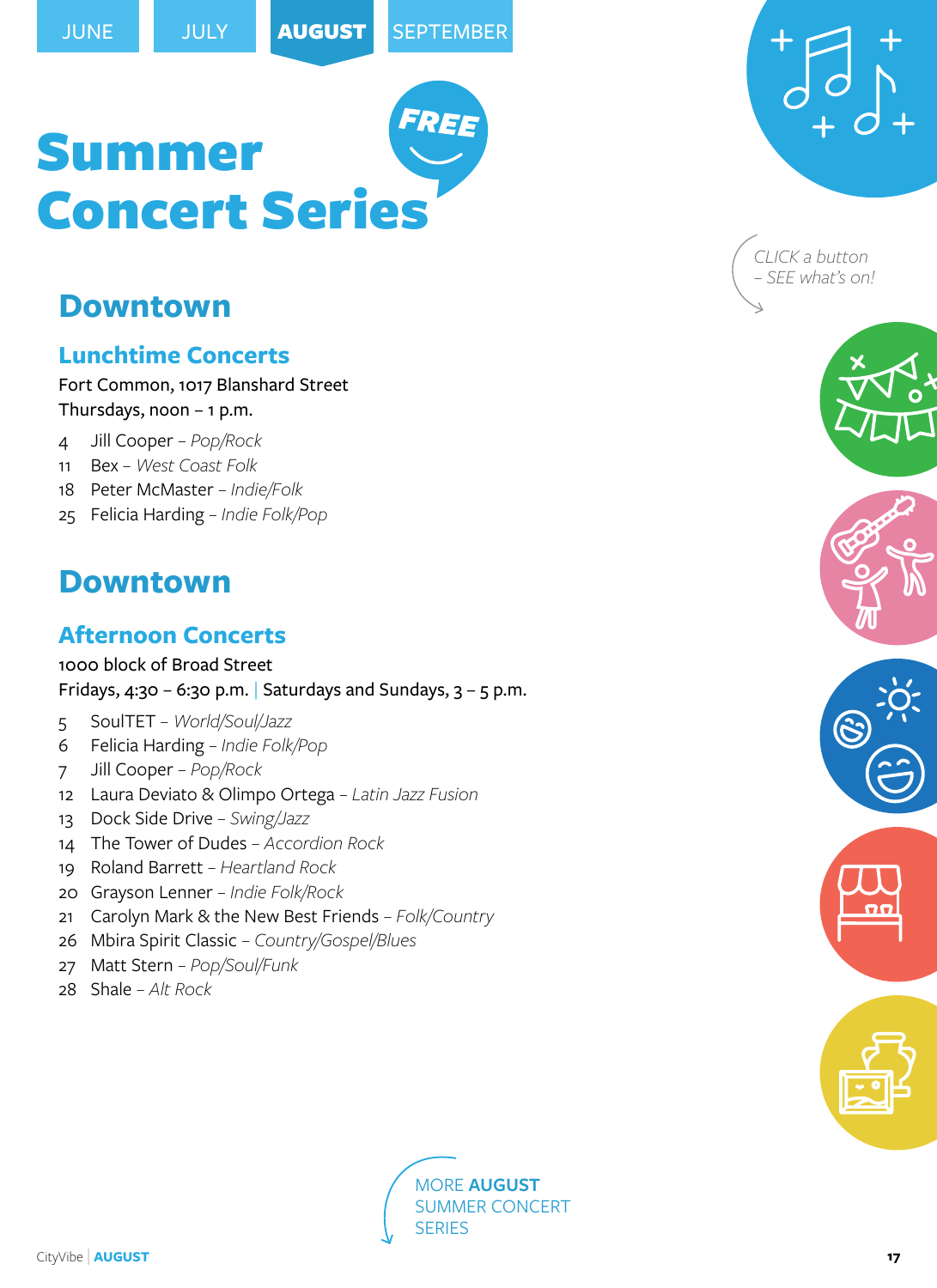JUNE | JULY | **AUGUST** | SEPTEMBER

# Summer Concert Series

FREE

CLICK a button – SEE what's on!

## Downtown

### Lunchtime Concerts

Fort Common, 1017 Blanshard Street
Thursdays, noon – 1 p.m.

- 4 Jill Cooper – *Pop/Rock*
- 11 Bex – *West Coast Folk*
- 18 Peter McMaster – *Indie/Folk*
- 25 Felicia Harding – *Indie Folk/Pop*

## Downtown

### Afternoon Concerts

1000 block of Broad Street
Fridays, 4:30 – 6:30 p.m. | Saturdays and Sundays, 3 – 5 p.m.

- 5 SoulTET – *World/Soul/Jazz*
- 6 Felicia Harding – *Indie Folk/Pop*
- 7 Jill Cooper – *Pop/Rock*
- 12 Laura Deviato & Olimpo Ortega – *Latin Jazz Fusion*
- 13 Dock Side Drive – *Swing/Jazz*
- 14 The Tower of Dudes – *Accordion Rock*
- 19 Roland Barrett – *Heartland Rock*
- 20 Grayson Lenner – *Indie Folk/Rock*
- 21 Carolyn Mark & the New Best Friends – *Folk/Country*
- 26 Mbira Spirit Classic – *Country/Gospel/Blues*
- 27 Matt Stern – *Pop/Soul/Funk*
- 28 Shale – *Alt Rock*

MORE **AUGUST** SUMMER CONCERT SERIES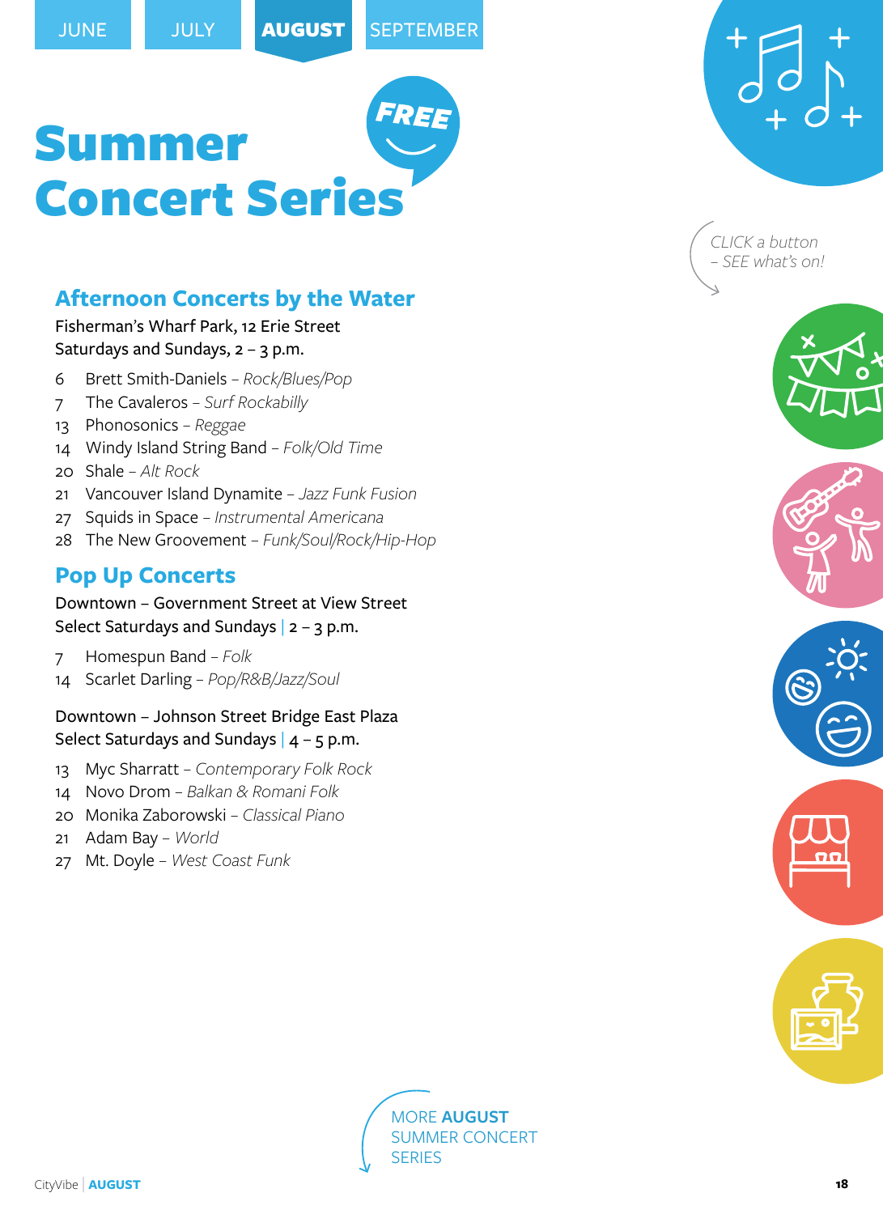JUNE JULY **AUGUST** SEPTEMBER

# Summer Concert Series

FREE

CLICK a button – SEE what's on!

## Afternoon Concerts by the Water

Fisherman's Wharf Park, 12 Erie Street
Saturdays and Sundays, 2 – 3 p.m.

- 6 Brett Smith-Daniels – *Rock/Blues/Pop*
- 7 The Cavaleros – *Surf Rockabilly*
- 13 Phonosonics – *Reggae*
- 14 Windy Island String Band – *Folk/Old Time*
- 20 Shale – *Alt Rock*
- 21 Vancouver Island Dynamite – *Jazz Funk Fusion*
- 27 Squids in Space – *Instrumental Americana*
- 28 The New Groovement – *Funk/Soul/Rock/Hip-Hop*

## Pop Up Concerts

Downtown – Government Street at View Street
Select Saturdays and Sundays | 2 – 3 p.m.

- 7 Homespun Band – *Folk*
- 14 Scarlet Darling – *Pop/R&B/Jazz/Soul*

Downtown – Johnson Street Bridge East Plaza
Select Saturdays and Sundays | 4 – 5 p.m.

- 13 Myc Sharratt – *Contemporary Folk Rock*
- 14 Novo Drom – *Balkan & Romani Folk*
- 20 Monika Zaborowski – *Classical Piano*
- 21 Adam Bay – *World*
- 27 Mt. Doyle – *West Coast Funk*

MORE **AUGUST** SUMMER CONCERT SERIES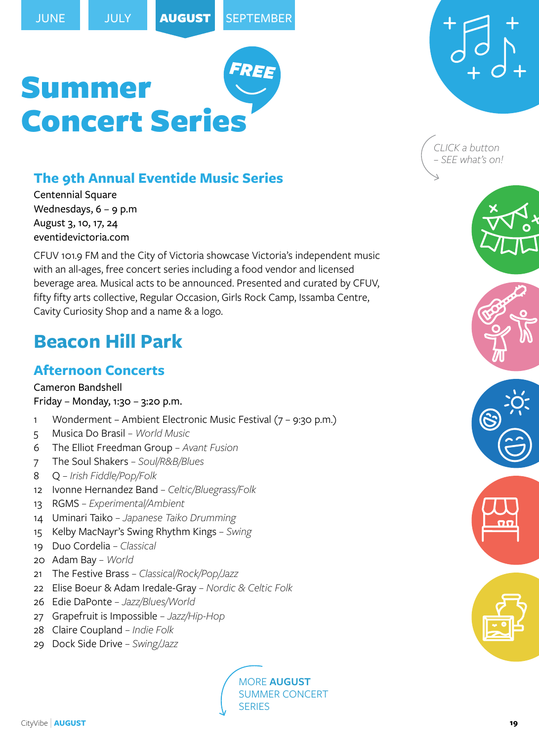JUNE | JULY | **AUGUST** | SEPTEMBER

# Summer Concert Series

FREE

CLICK a button – SEE what's on!

## The 9th Annual Eventide Music Series

Centennial Square
Wednesdays, 6 – 9 p.m
August 3, 10, 17, 24
eventidevictoria.com

CFUV 101.9 FM and the City of Victoria showcase Victoria's independent music with an all-ages, free concert series including a food vendor and licensed beverage area. Musical acts to be announced. Presented and curated by CFUV, fifty fifty arts collective, Regular Occasion, Girls Rock Camp, Issamba Centre, Cavity Curiosity Shop and a name & a logo.

# Beacon Hill Park

## Afternoon Concerts

Cameron Bandshell
Friday – Monday, 1:30 – 3:20 p.m.

- 1 Wonderment – Ambient Electronic Music Festival (7 – 9:30 p.m.)
- 5 Musica Do Brasil – *World Music*
- 6 The Elliot Freedman Group – *Avant Fusion*
- 7 The Soul Shakers – *Soul/R&B/Blues*
- 8 Q – *Irish Fiddle/Pop/Folk*
- 12 Ivonne Hernandez Band – *Celtic/Bluegrass/Folk*
- 13 RGMS – *Experimental/Ambient*
- 14 Uminari Taiko – *Japanese Taiko Drumming*
- 15 Kelby MacNayr's Swing Rhythm Kings – *Swing*
- 19 Duo Cordelia – *Classical*
- 20 Adam Bay – *World*
- 21 The Festive Brass – *Classical/Rock/Pop/Jazz*
- 22 Elise Boeur & Adam Iredale-Gray – *Nordic & Celtic Folk*
- 26 Edie DaPonte – *Jazz/Blues/World*
- 27 Grapefruit is Impossible – *Jazz/Hip-Hop*
- 28 Claire Coupland – *Indie Folk*
- 29 Dock Side Drive – *Swing/Jazz*

MORE **AUGUST** SUMMER CONCERT SERIES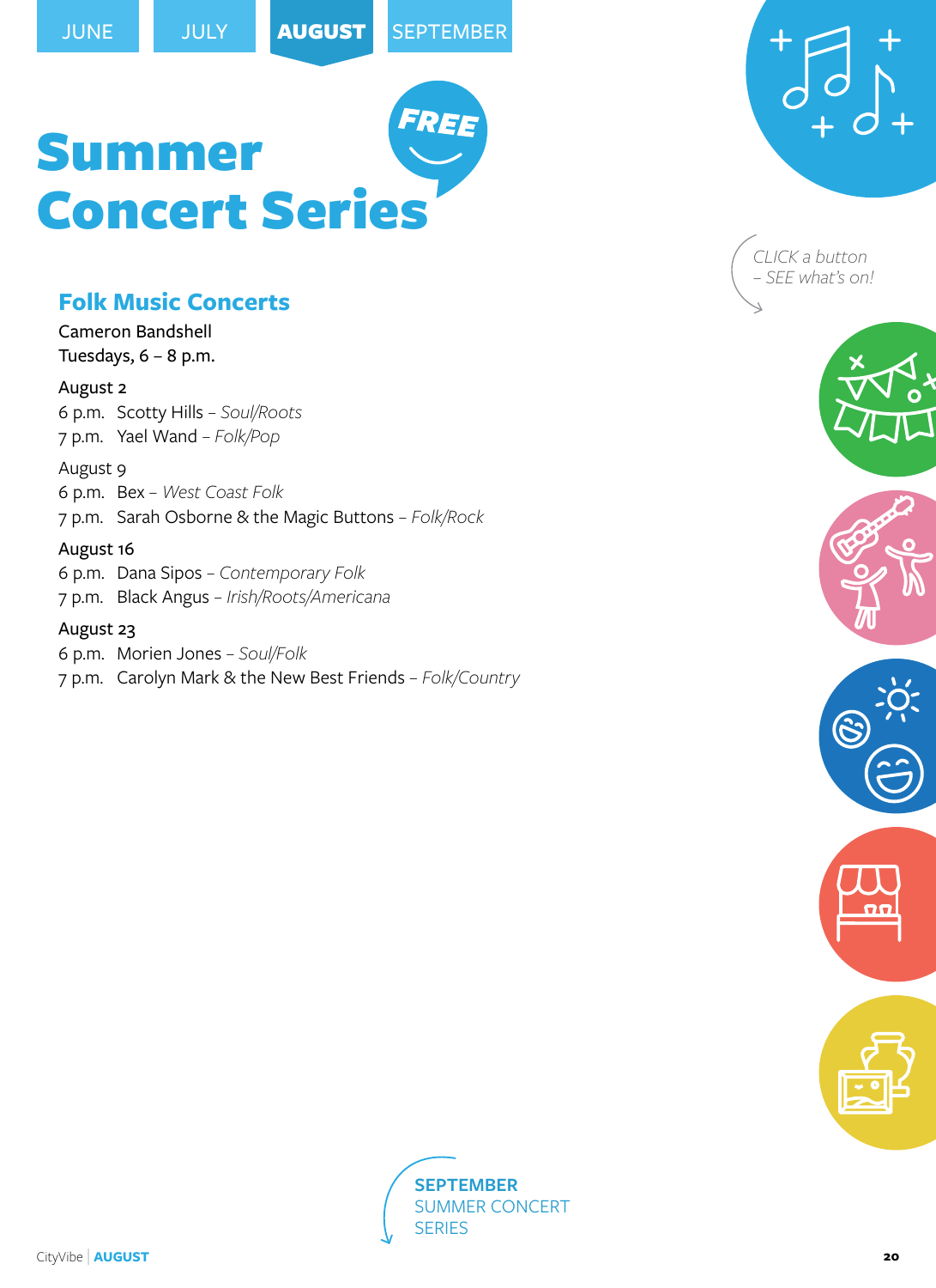JUNE | JULY | **AUGUST** | SEPTEMBER

# Summer Concert Series

FREE

CLICK a button – SEE what's on!

## Folk Music Concerts

Cameron Bandshell
Tuesdays, 6 – 8 p.m.

August 2
6 p.m. Scotty Hills – *Soul/Roots*
7 p.m. Yael Wand – *Folk/Pop*

August 9
6 p.m. Bex – *West Coast Folk*
7 p.m. Sarah Osborne & the Magic Buttons – *Folk/Rock*

August 16
6 p.m. Dana Sipos – *Contemporary Folk*
7 p.m. Black Angus – *Irish/Roots/Americana*

August 23
6 p.m. Morien Jones – *Soul/Folk*
7 p.m. Carolyn Mark & the New Best Friends – *Folk/Country*

**SEPTEMBER** SUMMER CONCERT SERIES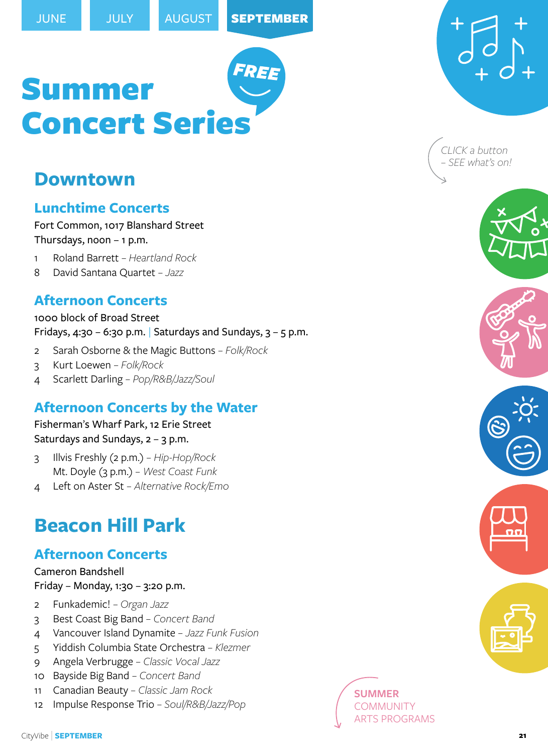JUNE JULY AUGUST **SEPTEMBER**

# Summer Concert Series

FREE

CLICK a button – SEE what's on!

## Downtown

### Lunchtime Concerts

Fort Common, 1017 Blanshard Street
Thursdays, noon – 1 p.m.

1 Roland Barrett – *Heartland Rock*
8 David Santana Quartet – *Jazz*

### Afternoon Concerts

1000 block of Broad Street
Fridays, 4:30 – 6:30 p.m. | Saturdays and Sundays, 3 – 5 p.m.

2 Sarah Osborne & the Magic Buttons – *Folk/Rock*
3 Kurt Loewen – *Folk/Rock*
4 Scarlett Darling – *Pop/R&B/Jazz/Soul*

### Afternoon Concerts by the Water

Fisherman's Wharf Park, 12 Erie Street
Saturdays and Sundays, 2 – 3 p.m.

3 Illvis Freshly (2 p.m.) – *Hip-Hop/Rock*
  Mt. Doyle (3 p.m.) – *West Coast Funk*
4 Left on Aster St – *Alternative Rock/Emo*

## Beacon Hill Park

### Afternoon Concerts

Cameron Bandshell
Friday – Monday, 1:30 – 3:20 p.m.

2 Funkademic! – *Organ Jazz*
3 Best Coast Big Band – *Concert Band*
4 Vancouver Island Dynamite – *Jazz Funk Fusion*
5 Yiddish Columbia State Orchestra – *Klezmer*
9 Angela Verbrugge – *Classic Vocal Jazz*
10 Bayside Big Band – *Concert Band*
11 Canadian Beauty – *Classic Jam Rock*
12 Impulse Response Trio – *Soul/R&B/Jazz/Pop*

SUMMER COMMUNITY ARTS PROGRAMS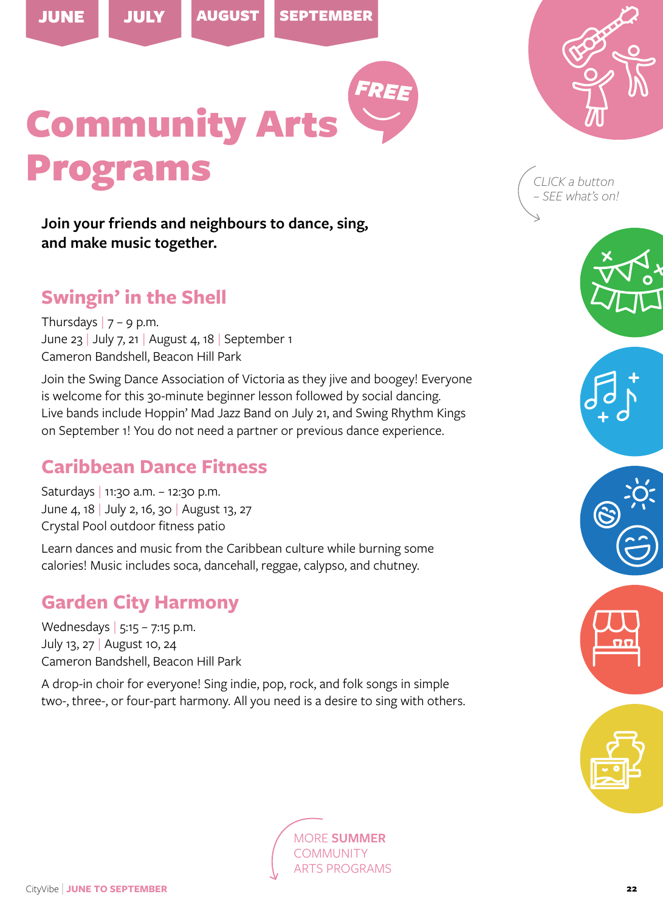JUNE JULY AUGUST SEPTEMBER

# Community Arts Programs

FREE

CLICK a button – SEE what's on!

**Join your friends and neighbours to dance, sing, and make music together.**

## Swingin' in the Shell

Thursdays | 7 – 9 p.m.
June 23 | July 7, 21 | August 4, 18 | September 1
Cameron Bandshell, Beacon Hill Park

Join the Swing Dance Association of Victoria as they jive and boogey! Everyone is welcome for this 30-minute beginner lesson followed by social dancing. Live bands include Hoppin' Mad Jazz Band on July 21, and Swing Rhythm Kings on September 1! You do not need a partner or previous dance experience.

## Caribbean Dance Fitness

Saturdays | 11:30 a.m. – 12:30 p.m.
June 4, 18 | July 2, 16, 30 | August 13, 27
Crystal Pool outdoor fitness patio

Learn dances and music from the Caribbean culture while burning some calories! Music includes soca, dancehall, reggae, calypso, and chutney.

## Garden City Harmony

Wednesdays | 5:15 – 7:15 p.m.
July 13, 27 | August 10, 24
Cameron Bandshell, Beacon Hill Park

A drop-in choir for everyone! Sing indie, pop, rock, and folk songs in simple two-, three-, or four-part harmony. All you need is a desire to sing with others.

MORE **SUMMER** COMMUNITY ARTS PROGRAMS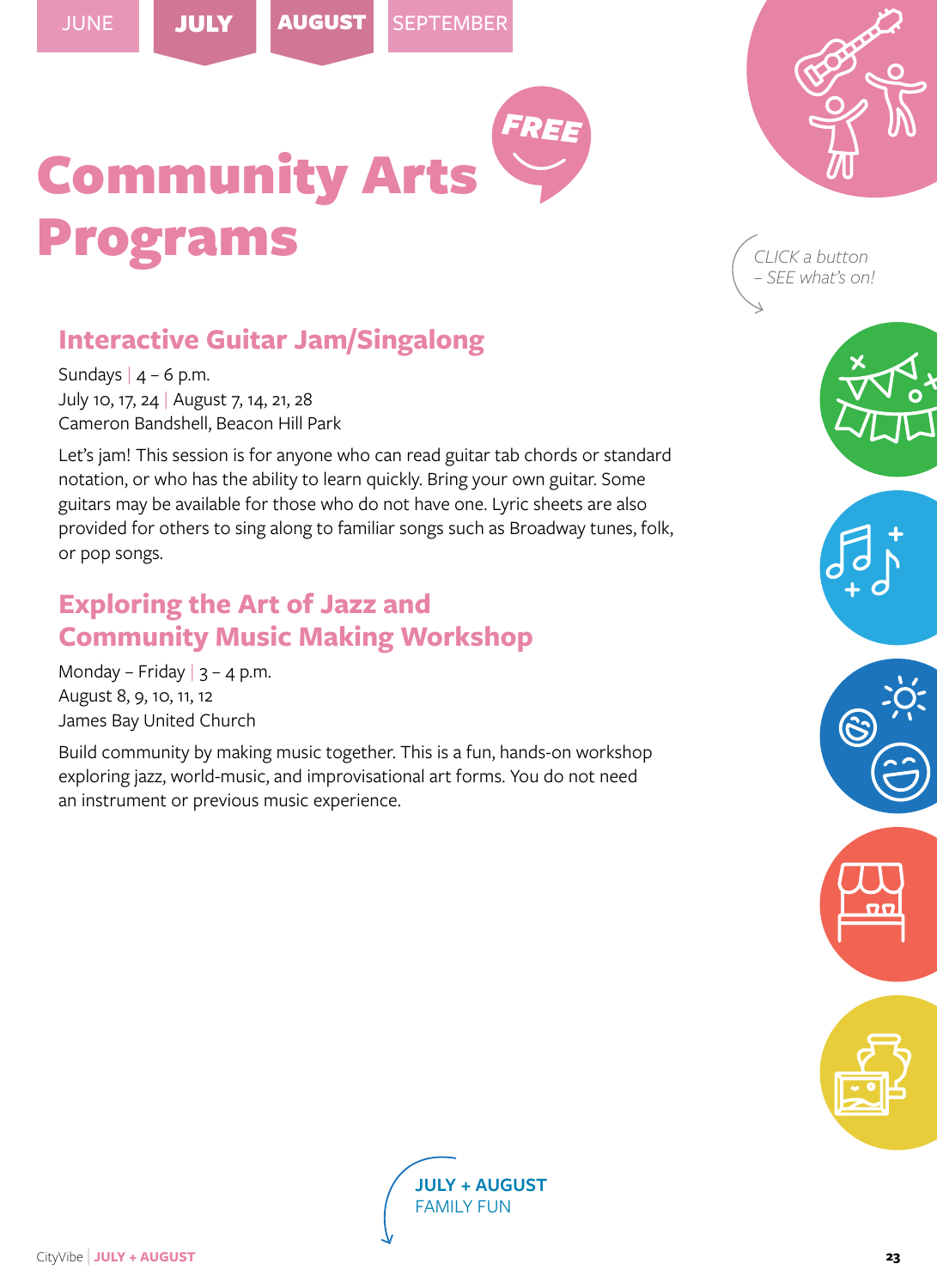JUNE | JULY | AUGUST | SEPTEMBER

# Community Arts Programs

FREE

*CLICK a button – SEE what's on!*

## Interactive Guitar Jam/Singalong

Sundays | 4 – 6 p.m.
July 10, 17, 24 | August 7, 14, 21, 28
Cameron Bandshell, Beacon Hill Park

Let's jam! This session is for anyone who can read guitar tab chords or standard notation, or who has the ability to learn quickly. Bring your own guitar. Some guitars may be available for those who do not have one. Lyric sheets are also provided for others to sing along to familiar songs such as Broadway tunes, folk, or pop songs.

## Exploring the Art of Jazz and Community Music Making Workshop

Monday – Friday | 3 – 4 p.m.
August 8, 9, 10, 11, 12
James Bay United Church

Build community by making music together. This is a fun, hands-on workshop exploring jazz, world-music, and improvisational art forms. You do not need an instrument or previous music experience.

**JULY + AUGUST**
FAMILY FUN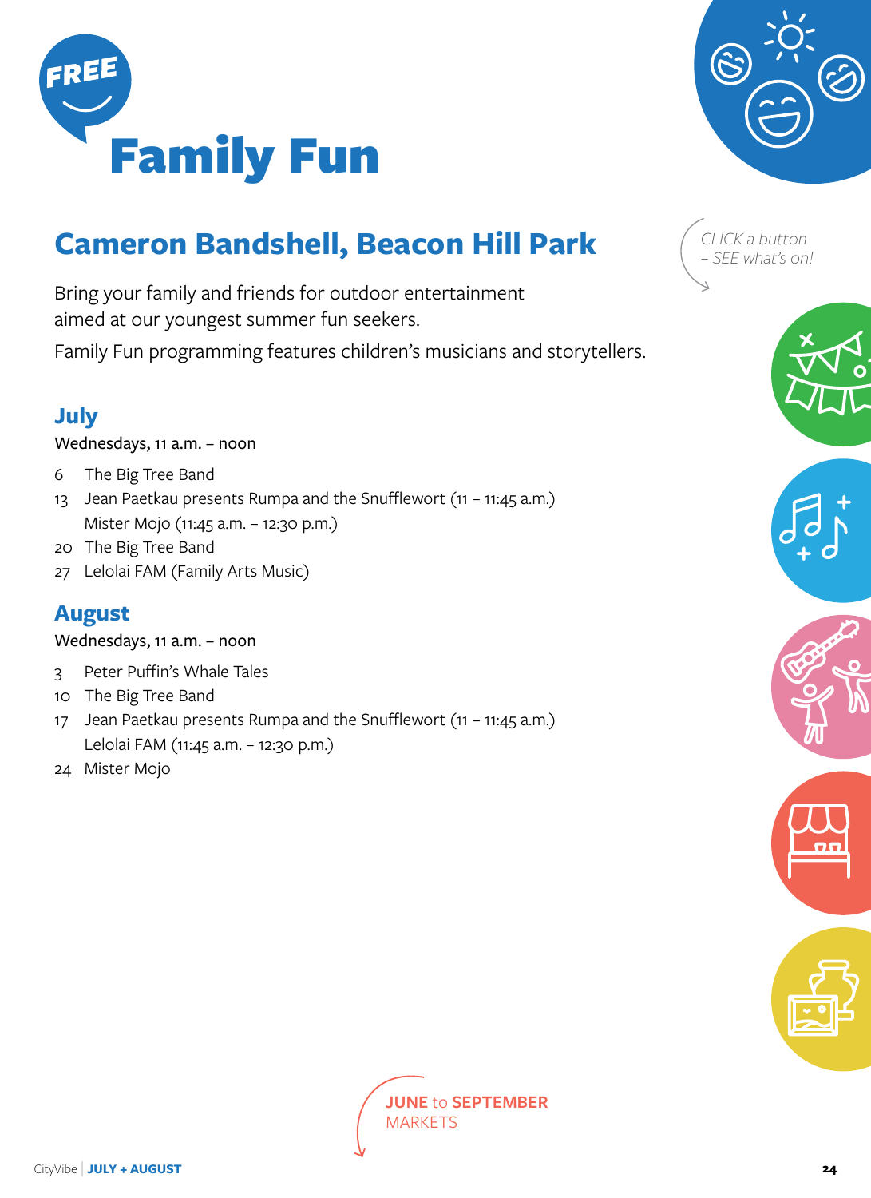FREE

# Family Fun

## Cameron Bandshell, Beacon Hill Park

*CLICK a button – SEE what's on!*

Bring your family and friends for outdoor entertainment aimed at our youngest summer fun seekers.

Family Fun programming features children's musicians and storytellers.

### July

Wednesdays, 11 a.m. – noon

- 6 The Big Tree Band
- 13 Jean Paetkau presents Rumpa and the Snufflewort (11 – 11:45 a.m.)
  Mister Mojo (11:45 a.m. – 12:30 p.m.)
- 20 The Big Tree Band
- 27 Lelolai FAM (Family Arts Music)

### August

Wednesdays, 11 a.m. – noon

- 3 Peter Puffin's Whale Tales
- 10 The Big Tree Band
- 17 Jean Paetkau presents Rumpa and the Snufflewort (11 – 11:45 a.m.)
  Lelolai FAM (11:45 a.m. – 12:30 p.m.)
- 24 Mister Mojo

JUNE to SEPTEMBER MARKETS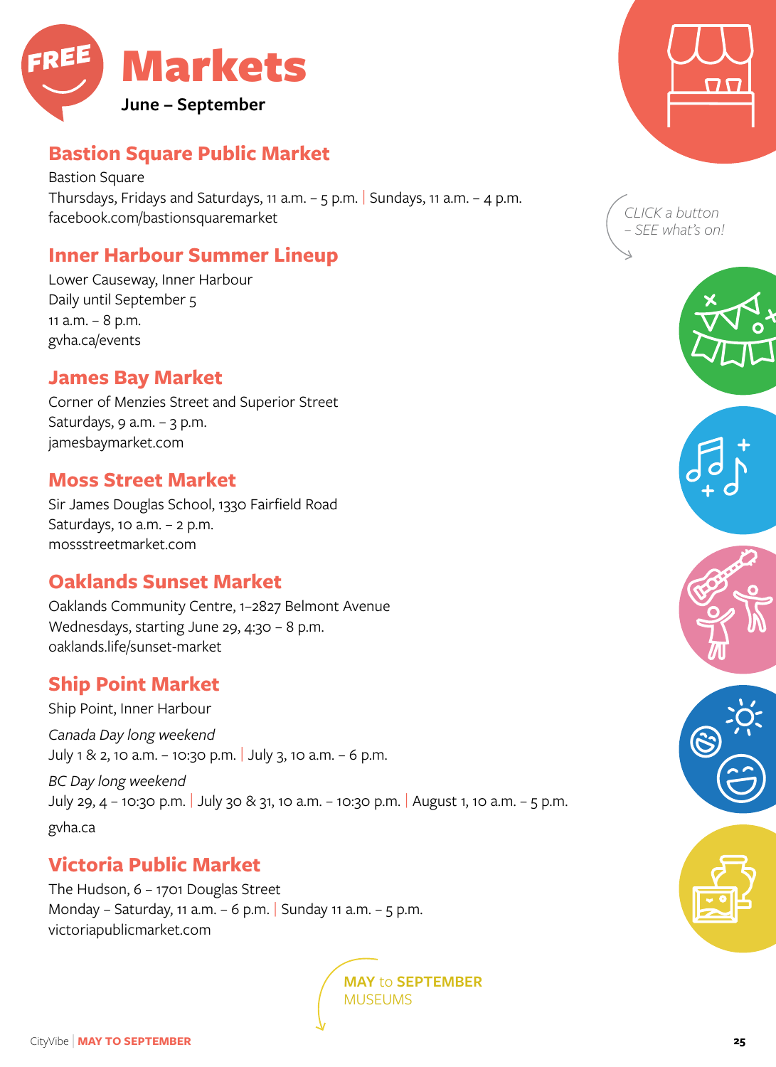FREE

# Markets

**June – September**

## Bastion Square Public Market

Bastion Square
Thursdays, Fridays and Saturdays, 11 a.m. – 5 p.m. | Sundays, 11 a.m. – 4 p.m.
facebook.com/bastionsquaremarket

## Inner Harbour Summer Lineup

Lower Causeway, Inner Harbour
Daily until September 5
11 a.m. – 8 p.m.
gvha.ca/events

## James Bay Market

Corner of Menzies Street and Superior Street
Saturdays, 9 a.m. – 3 p.m.
jamesbaymarket.com

## Moss Street Market

Sir James Douglas School, 1330 Fairfield Road
Saturdays, 10 a.m. – 2 p.m.
mossstreetmarket.com

## Oaklands Sunset Market

Oaklands Community Centre, 1–2827 Belmont Avenue
Wednesdays, starting June 29, 4:30 – 8 p.m.
oaklands.life/sunset-market

## Ship Point Market

Ship Point, Inner Harbour

*Canada Day long weekend*
July 1 & 2, 10 a.m. – 10:30 p.m. | July 3, 10 a.m. – 6 p.m.

*BC Day long weekend*
July 29, 4 – 10:30 p.m. | July 30 & 31, 10 a.m. – 10:30 p.m. | August 1, 10 a.m. – 5 p.m.

gvha.ca

## Victoria Public Market

The Hudson, 6 – 1701 Douglas Street
Monday – Saturday, 11 a.m. – 6 p.m. | Sunday 11 a.m. – 5 p.m.
victoriapublicmarket.com

*CLICK a button – SEE what's on!*

**MAY** to **SEPTEMBER**
MUSEUMS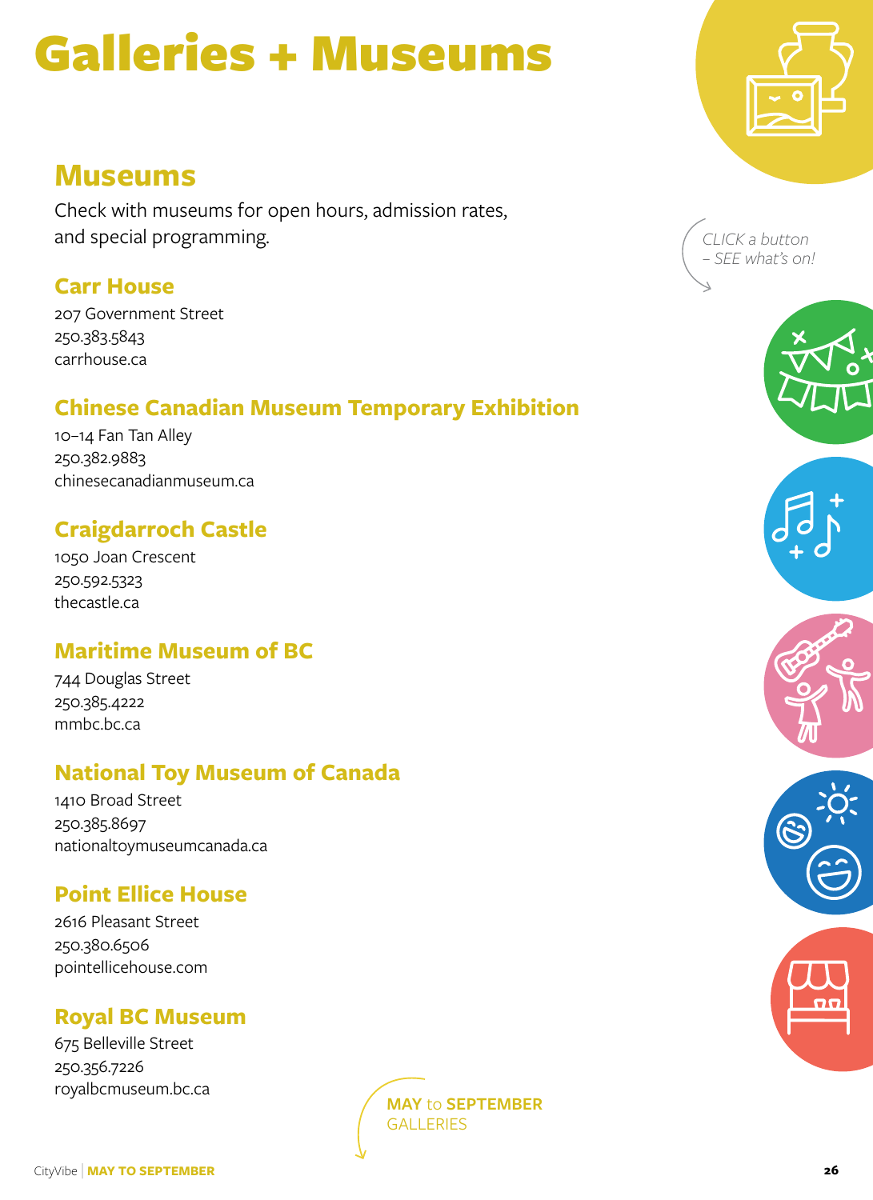# Galleries + Museums

## Museums

Check with museums for open hours, admission rates, and special programming.

*CLICK a button – SEE what's on!*

### Carr House

207 Government Street
250.383.5843
carrhouse.ca

### Chinese Canadian Museum Temporary Exhibition

10–14 Fan Tan Alley
250.382.9883
chinesecanadianmuseum.ca

### Craigdarroch Castle

1050 Joan Crescent
250.592.5323
thecastle.ca

### Maritime Museum of BC

744 Douglas Street
250.385.4222
mmbc.bc.ca

### National Toy Museum of Canada

1410 Broad Street
250.385.8697
nationaltoymuseumcanada.ca

### Point Ellice House

2616 Pleasant Street
250.380.6506
pointellicehouse.com

### Royal BC Museum

675 Belleville Street
250.356.7226
royalbcmuseum.bc.ca

MAY to SEPTEMBER GALLERIES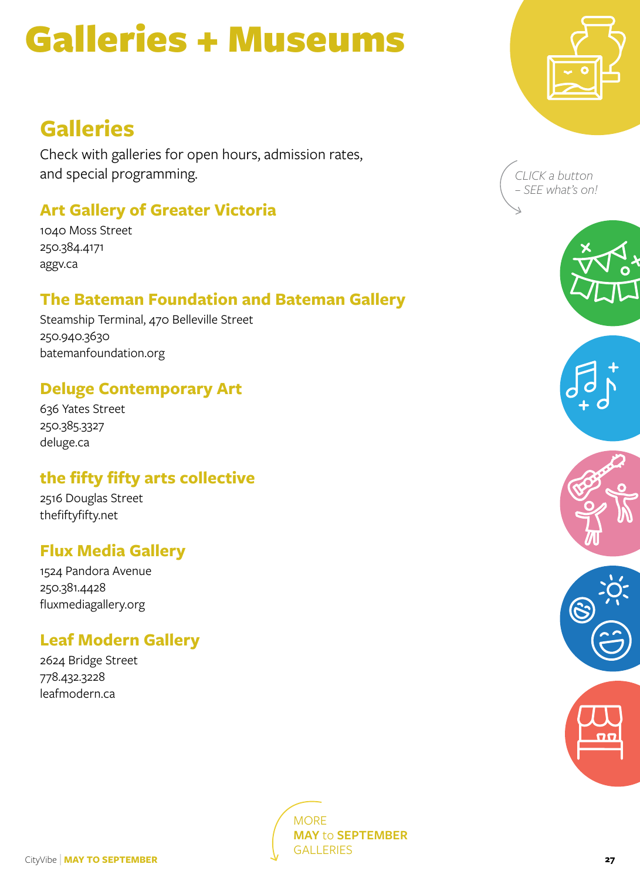# Galleries + Museums

## Galleries

Check with galleries for open hours, admission rates, and special programming.

### Art Gallery of Greater Victoria

1040 Moss Street
250.384.4171
aggv.ca

### The Bateman Foundation and Bateman Gallery

Steamship Terminal, 470 Belleville Street
250.940.3630
batemanfoundation.org

### Deluge Contemporary Art

636 Yates Street
250.385.3327
deluge.ca

### the fifty fifty arts collective

2516 Douglas Street
thefiftyfifty.net

### Flux Media Gallery

1524 Pandora Avenue
250.381.4428
fluxmediagallery.org

### Leaf Modern Gallery

2624 Bridge Street
778.432.3228
leafmodern.ca

*CLICK a button – SEE what's on!*

MORE **MAY** to **SEPTEMBER** GALLERIES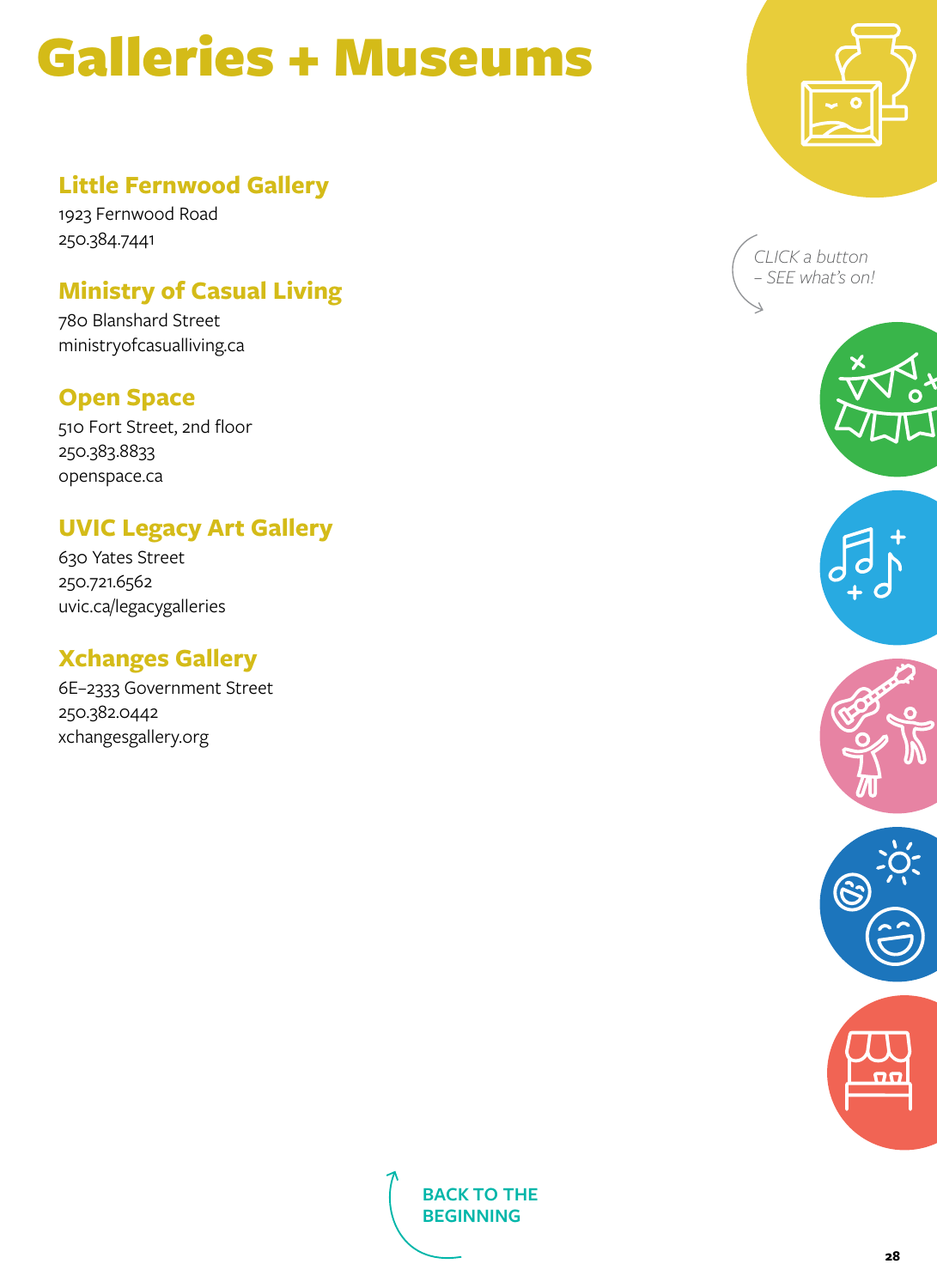# Galleries + Museums

### Little Fernwood Gallery

1923 Fernwood Road
250.384.7441

### Ministry of Casual Living

780 Blanshard Street
ministryofcasualliving.ca

### Open Space

510 Fort Street, 2nd floor
250.383.8833
openspace.ca

### UVIC Legacy Art Gallery

630 Yates Street
250.721.6562
uvic.ca/legacygalleries

### Xchanges Gallery

6E–2333 Government Street
250.382.0442
xchangesgallery.org

*CLICK a button – SEE what's on!*

BACK TO THE BEGINNING